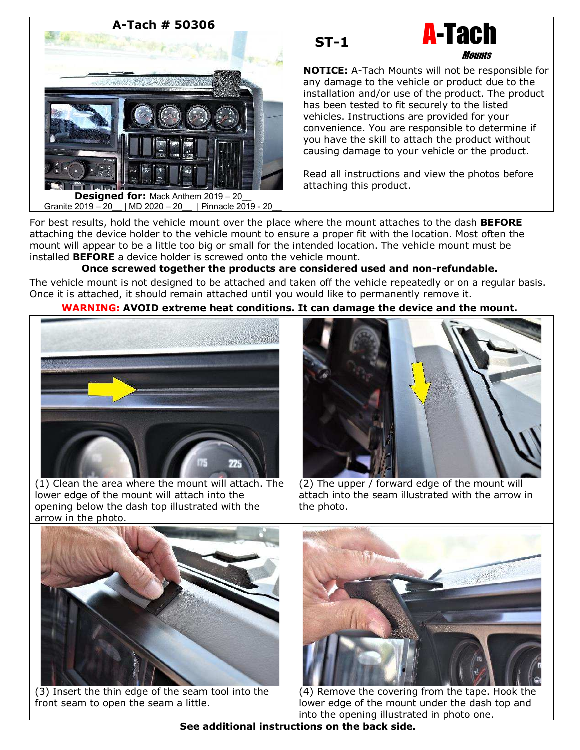**A-Tach # 50306**

**Designed for:** Mack Anthem 2019 – 20__
Granite 2019 – 20__ | MD 2020 – 20__ | Pinnacle 2019 - 20__

**ST-1**

**A-Tach** *Mounts*

**NOTICE:** A-Tach Mounts will not be responsible for any damage to the vehicle or product due to the installation and/or use of the product. The product has been tested to fit securely to the listed vehicles. Instructions are provided for your convenience. You are responsible to determine if you have the skill to attach the product without causing damage to your vehicle or the product.

Read all instructions and view the photos before attaching this product.

For best results, hold the vehicle mount over the place where the mount attaches to the dash **BEFORE** attaching the device holder to the vehicle mount to ensure a proper fit with the location. Most often the mount will appear to be a little too big or small for the intended location. The vehicle mount must be installed **BEFORE** a device holder is screwed onto the vehicle mount.

**Once screwed together the products are considered used and non-refundable.**

The vehicle mount is not designed to be attached and taken off the vehicle repeatedly or on a regular basis. Once it is attached, it should remain attached until you would like to permanently remove it.

**WARNING: AVOID extreme heat conditions. It can damage the device and the mount.**

(1) Clean the area where the mount will attach. The lower edge of the mount will attach into the opening below the dash top illustrated with the arrow in the photo.

(2) The upper / forward edge of the mount will attach into the seam illustrated with the arrow in the photo.

(3) Insert the thin edge of the seam tool into the front seam to open the seam a little.

(4) Remove the covering from the tape. Hook the lower edge of the mount under the dash top and into the opening illustrated in photo one.

**See additional instructions on the back side.**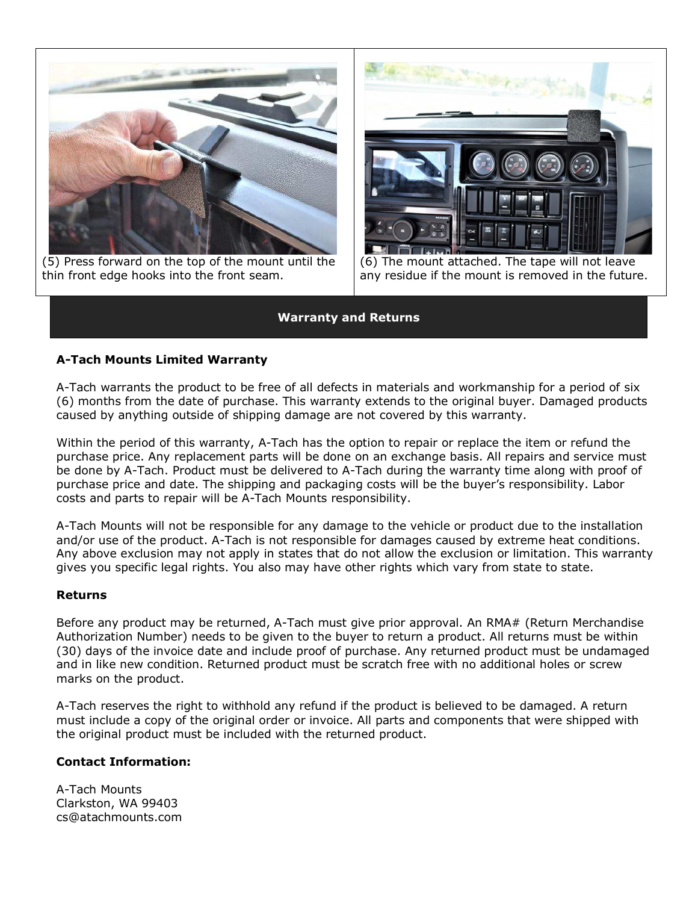(5) Press forward on the top of the mount until the thin front edge hooks into the front seam.

(6) The mount attached. The tape will not leave any residue if the mount is removed in the future.

## Warranty and Returns

### A-Tach Mounts Limited Warranty

A-Tach warrants the product to be free of all defects in materials and workmanship for a period of six (6) months from the date of purchase. This warranty extends to the original buyer. Damaged products caused by anything outside of shipping damage are not covered by this warranty.

Within the period of this warranty, A-Tach has the option to repair or replace the item or refund the purchase price. Any replacement parts will be done on an exchange basis. All repairs and service must be done by A-Tach. Product must be delivered to A-Tach during the warranty time along with proof of purchase price and date. The shipping and packaging costs will be the buyer's responsibility. Labor costs and parts to repair will be A-Tach Mounts responsibility.

A-Tach Mounts will not be responsible for any damage to the vehicle or product due to the installation and/or use of the product. A-Tach is not responsible for damages caused by extreme heat conditions. Any above exclusion may not apply in states that do not allow the exclusion or limitation. This warranty gives you specific legal rights. You also may have other rights which vary from state to state.

### Returns

Before any product may be returned, A-Tach must give prior approval. An RMA# (Return Merchandise Authorization Number) needs to be given to the buyer to return a product. All returns must be within (30) days of the invoice date and include proof of purchase. Any returned product must be undamaged and in like new condition. Returned product must be scratch free with no additional holes or screw marks on the product.

A-Tach reserves the right to withhold any refund if the product is believed to be damaged. A return must include a copy of the original order or invoice. All parts and components that were shipped with the original product must be included with the returned product.

### Contact Information:

A-Tach Mounts  
Clarkston, WA 99403  
cs@atachmounts.com